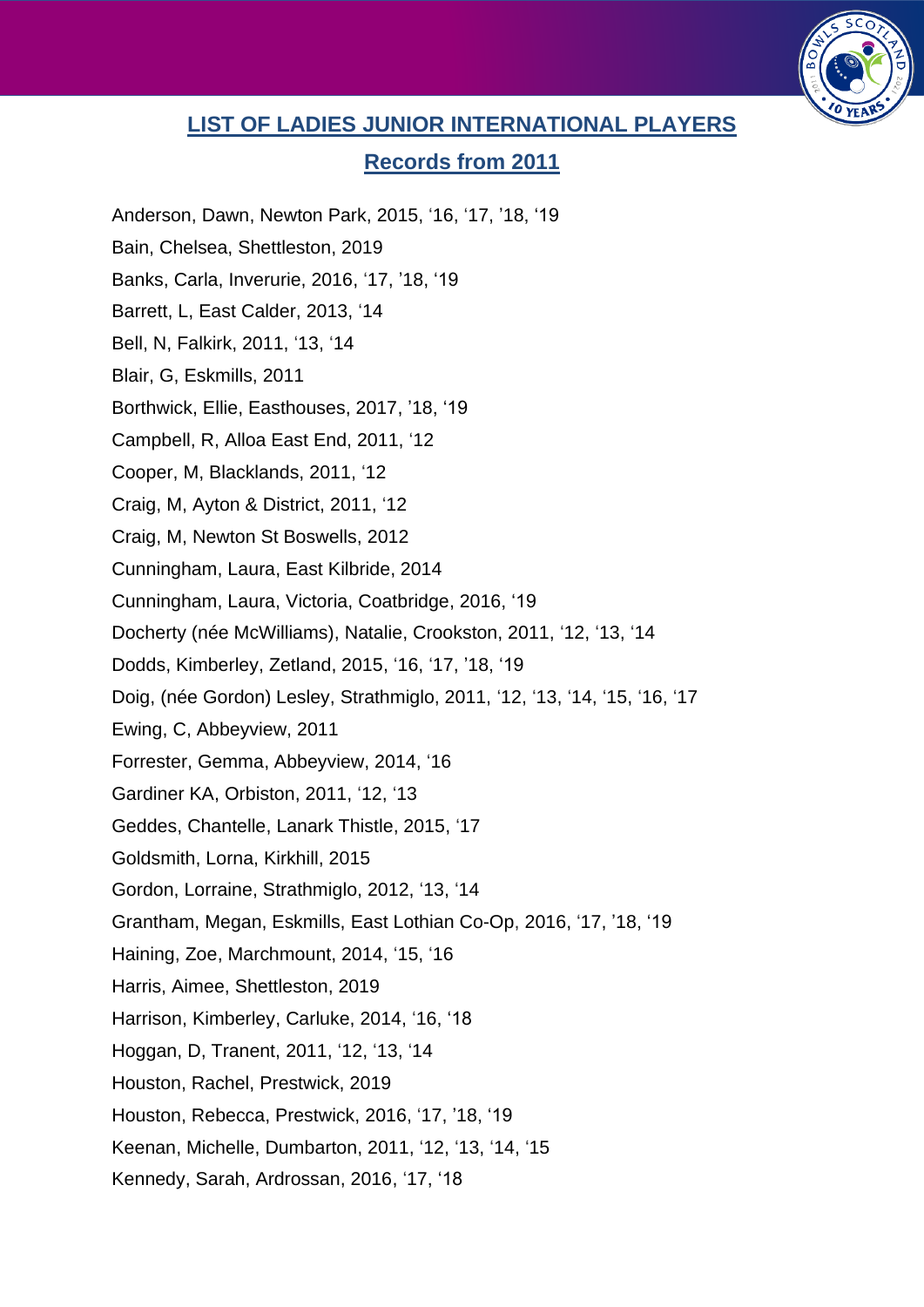## LIST OF LADIES JUNIOR INTERNATIONAL PLAYERS

## Records from 2011

Anderson, Dawn, Newton Park, 2015, ‘16, ‘17, ’18, ‘19

Bain, Chelsea, Shettleston, 2019

Banks, Carla, Inverurie, 2016, ‘17, ’18, ‘19

Barrett, L, East Calder, 2013, ‘14

Bell, N, Falkirk, 2011, ‘13, ‘14

Blair, G, Eskmills, 2011

Borthwick, Ellie, Easthouses, 2017, ’18, ‘19

Campbell, R, Alloa East End, 2011, ‘12

Cooper, M, Blacklands, 2011, ‘12

Craig, M, Ayton & District, 2011, ‘12

Craig, M, Newton St Boswells, 2012

Cunningham, Laura, East Kilbride, 2014

Cunningham, Laura, Victoria, Coatbridge, 2016, ‘19

Docherty (née McWilliams), Natalie, Crookston, 2011, ‘12, ‘13, ‘14

Dodds, Kimberley, Zetland, 2015, ‘16, ‘17, ’18, ‘19

Doig, (née Gordon) Lesley, Strathmiglo, 2011, ‘12, ‘13, ‘14, ‘15, ‘16, ‘17

Ewing, C, Abbeyview, 2011

Forrester, Gemma, Abbeyview, 2014, ‘16

Gardiner KA, Orbiston, 2011, ‘12, ‘13

Geddes, Chantelle, Lanark Thistle, 2015, ‘17

Goldsmith, Lorna, Kirkhill, 2015

Gordon, Lorraine, Strathmiglo, 2012, ‘13, ‘14

Grantham, Megan, Eskmills, East Lothian Co-Op, 2016, ‘17, ’18, ‘19

Haining, Zoe, Marchmount, 2014, ‘15, ‘16

Harris, Aimee, Shettleston, 2019

Harrison, Kimberley, Carluke, 2014, ‘16, ‘18

Hoggan, D, Tranent, 2011, ‘12, ‘13, ‘14

Houston, Rachel, Prestwick, 2019

Houston, Rebecca, Prestwick, 2016, ‘17, ’18, ‘19

Keenan, Michelle, Dumbarton, 2011, ‘12, ‘13, ‘14, ‘15

Kennedy, Sarah, Ardrossan, 2016, ‘17, ‘18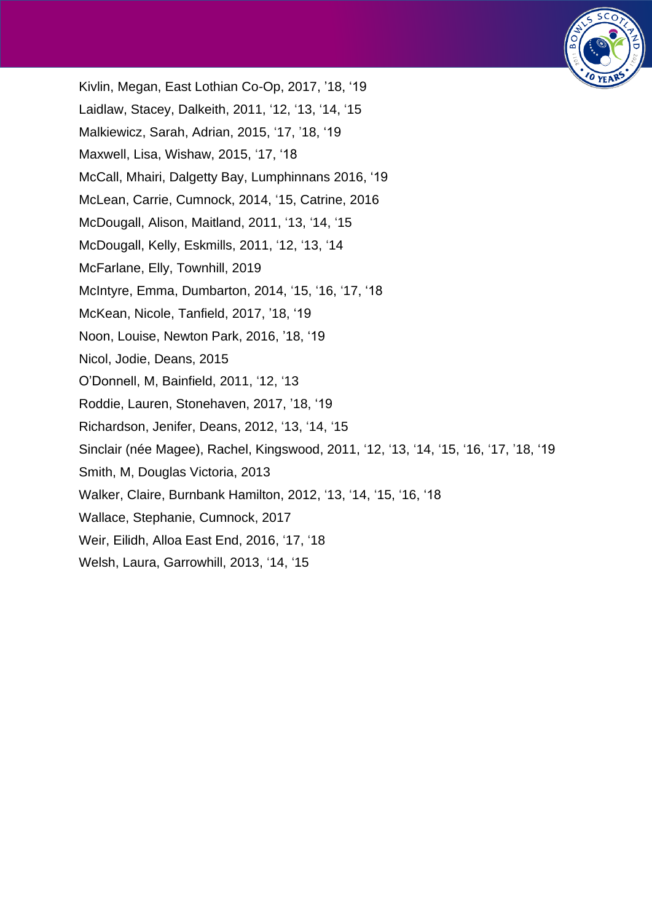Kivlin, Megan, East Lothian Co-Op, 2017, '18, '19

Laidlaw, Stacey, Dalkeith, 2011, '12, '13, '14, '15

Malkiewicz, Sarah, Adrian, 2015, '17, '18, '19

Maxwell, Lisa, Wishaw, 2015, '17, '18

McCall, Mhairi, Dalgetty Bay, Lumphinnans 2016, '19

McLean, Carrie, Cumnock, 2014, '15, Catrine, 2016

McDougall, Alison, Maitland, 2011, '13, '14, '15

McDougall, Kelly, Eskmills, 2011, '12, '13, '14

McFarlane, Elly, Townhill, 2019

McIntyre, Emma, Dumbarton, 2014, '15, '16, '17, '18

McKean, Nicole, Tanfield, 2017, '18, '19

Noon, Louise, Newton Park, 2016, '18, '19

Nicol, Jodie, Deans, 2015

O'Donnell, M, Bainfield, 2011, '12, '13

Roddie, Lauren, Stonehaven, 2017, '18, '19

Richardson, Jenifer, Deans, 2012, '13, '14, '15

Sinclair (née Magee), Rachel, Kingswood, 2011, '12, '13, '14, '15, '16, '17, '18, '19

Smith, M, Douglas Victoria, 2013

Walker, Claire, Burnbank Hamilton, 2012, '13, '14, '15, '16, '18

Wallace, Stephanie, Cumnock, 2017

Weir, Eilidh, Alloa East End, 2016, '17, '18

Welsh, Laura, Garrowhill, 2013, '14, '15